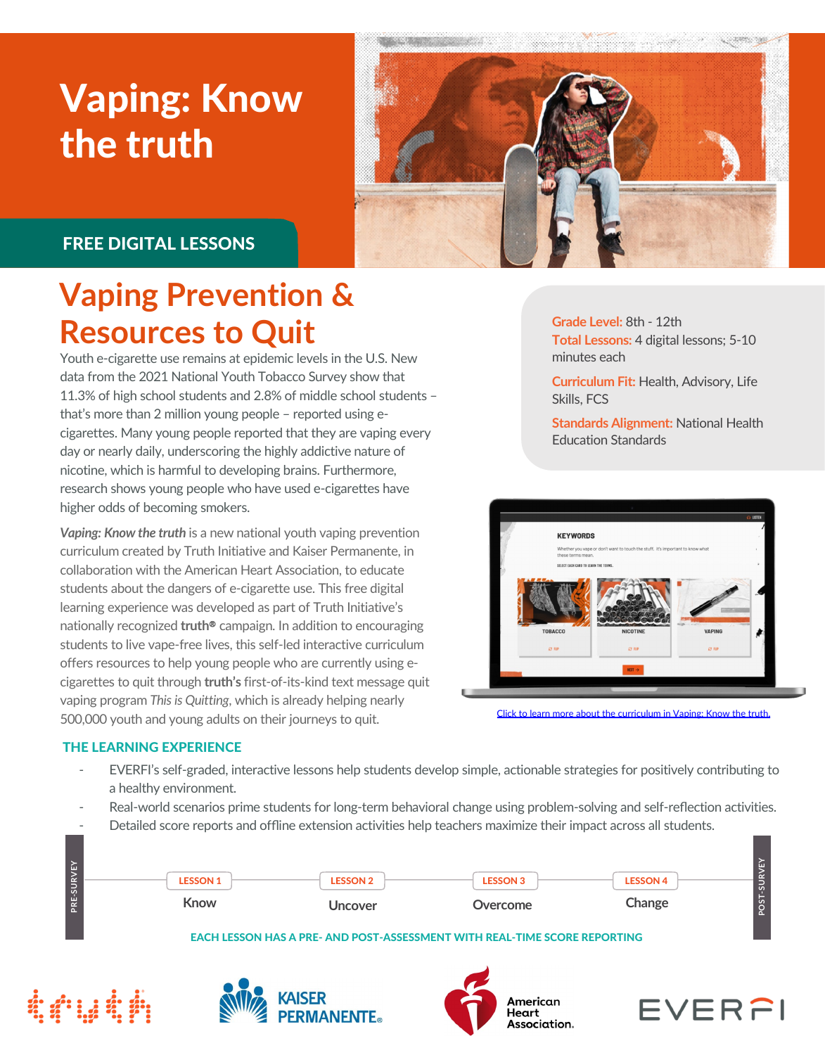# Vaping: Know the truth

**FREE DIGITAL LESSONS**

## Vaping Prevention & Resources to Quit

Youth e-cigarette use remains at epidemic levels in the U.S. New data from the 2021 National Youth Tobacco Survey show that 11.3% of high school students and 2.8% of middle school students – that's more than 2 million young people – reported using e-cigarettes. Many young people reported that they are vaping every day or nearly daily, underscoring the highly addictive nature of nicotine, which is harmful to developing brains. Furthermore, research shows young people who have used e-cigarettes have higher odds of becoming smokers.

*Vaping: Know the truth* is a new national youth vaping prevention curriculum created by Truth Initiative and Kaiser Permanente, in collaboration with the American Heart Association, to educate students about the dangers of e-cigarette use. This free digital learning experience was developed as part of Truth Initiative's nationally recognized **truth®** campaign. In addition to encouraging students to live vape-free lives, this self-led interactive curriculum offers resources to help young people who are currently using e-cigarettes to quit through **truth's** first-of-its-kind text message quit vaping program *This is Quitting*, which is already helping nearly 500,000 youth and young adults on their journeys to quit.

**Grade Level:** 8th - 12th
**Total Lessons:** 4 digital lessons; 5-10 minutes each
**Curriculum Fit:** Health, Advisory, Life Skills, FCS
**Standards Alignment:** National Health Education Standards

[Click to learn more about the curriculum in Vaping: Know the truth.]

### THE LEARNING EXPERIENCE

- EVERFI's self-graded, interactive lessons help students develop simple, actionable strategies for positively contributing to a healthy environment.
- Real-world scenarios prime students for long-term behavioral change using problem-solving and self-reflection activities.
- Detailed score reports and offline extension activities help teachers maximize their impact across all students.

PRE-SURVEY → LESSON 1: Know → LESSON 2: Uncover → LESSON 3: Overcome → LESSON 4: Change → POST-SURVEY

**EACH LESSON HAS A PRE- AND POST-ASSESSMENT WITH REAL-TIME SCORE REPORTING**

truth | Kaiser Permanente | American Heart Association | EVERFI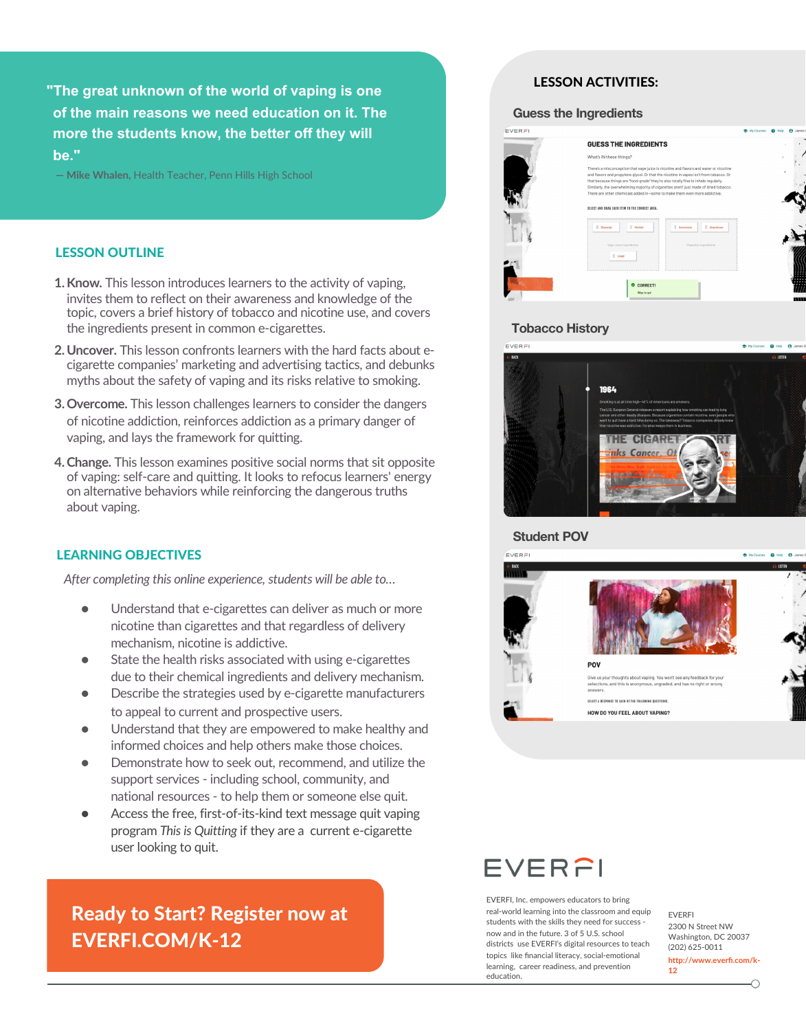> "The great unknown of the world of vaping is one of the main reasons we need education on it. The more the students know, the better off they will be."
>
> — **Mike Whalen,** Health Teacher, Penn Hills High School

## LESSON OUTLINE

1. **Know.** This lesson introduces learners to the activity of vaping, invites them to reflect on their awareness and knowledge of the topic, covers a brief history of tobacco and nicotine use, and covers the ingredients present in common e-cigarettes.
2. **Uncover.** This lesson confronts learners with the hard facts about e-cigarette companies' marketing and advertising tactics, and debunks myths about the safety of vaping and its risks relative to smoking.
3. **Overcome.** This lesson challenges learners to consider the dangers of nicotine addiction, reinforces addiction as a primary danger of vaping, and lays the framework for quitting.
4. **Change.** This lesson examines positive social norms that sit opposite of vaping: self-care and quitting. It looks to refocus learners' energy on alternative behaviors while reinforcing the dangerous truths about vaping.

## LEARNING OBJECTIVES

*After completing this online experience, students will be able to...*

- Understand that e-cigarettes can deliver as much or more nicotine than cigarettes and that regardless of delivery mechanism, nicotine is addictive.
- State the health risks associated with using e-cigarettes due to their chemical ingredients and delivery mechanism.
- Describe the strategies used by e-cigarette manufacturers to appeal to current and prospective users.
- Understand that they are empowered to make healthy and informed choices and help others make those choices.
- Demonstrate how to seek out, recommend, and utilize the support services - including school, community, and national resources - to help them or someone else quit.
- Access the free, first-of-its-kind text message quit vaping program *This is Quitting* if they are a current e-cigarette user looking to quit.

## Ready to Start? Register now at EVERFI.COM/K-12

## LESSON ACTIVITIES:

### Guess the Ingredients

### Tobacco History

### Student POV

EVERFI

EVERFI, Inc. empowers educators to bring real-world learning into the classroom and equip students with the skills they need for success - now and in the future. 3 of 5 U.S. school districts use EVERFI's digital resources to teach topics like financial literacy, social-emotional learning, career readiness, and prevention education.

EVERFI
2300 N Street NW
Washington, DC 20037
(202) 625-0011
http://www.everfi.com/k-12